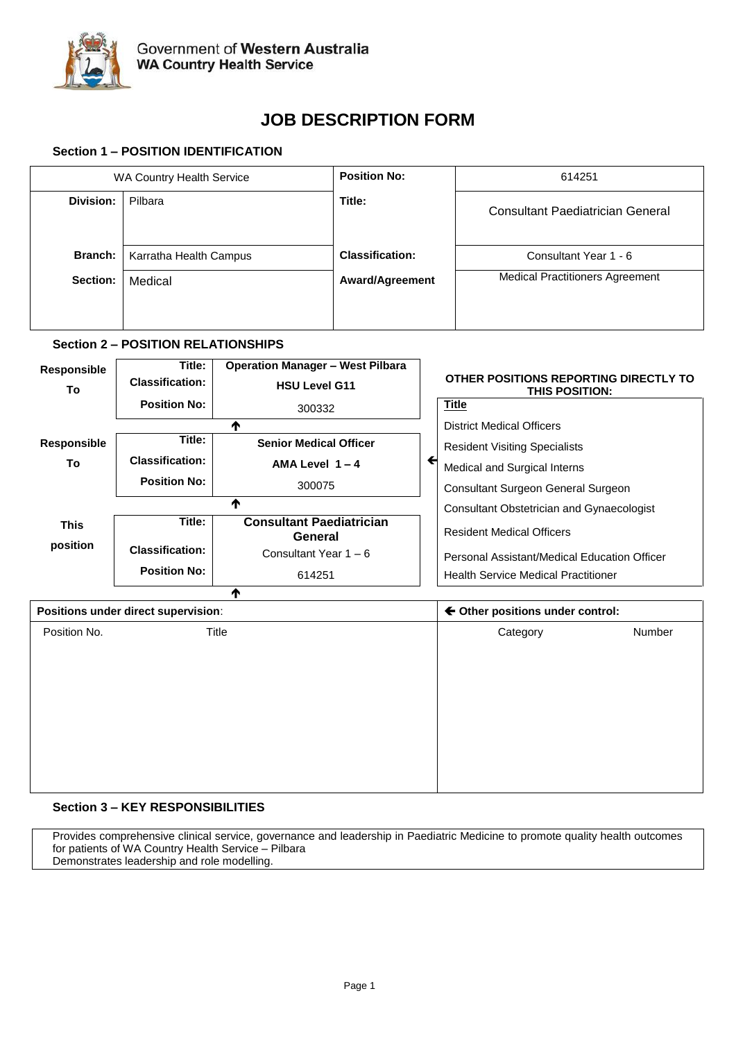Government of **Western Australia**
**WA Country Health Service**

# JOB DESCRIPTION FORM

### Section 1 – POSITION IDENTIFICATION

| WA Country Health Service | | **Position No:** | 614251 |
|---|---|---|---|
| **Division:** | Pilbara | **Title:** | Consultant Paediatrician General |
| **Branch:** | Karratha Health Campus | **Classification:** | Consultant Year 1 - 6 |
| **Section:** | Medical | **Award/Agreement** | Medical Practitioners Agreement |

### Section 2 – POSITION RELATIONSHIPS

| | | |
|---|---|---|
| **Responsible To** | **Title:** | **Operation Manager – West Pilbara** |
| | **Classification:** | **HSU Level G11** |
| | **Position No:** | 300332 |
| **Responsible To** | **Title:** | **Senior Medical Officer** |
| | **Classification:** | **AMA Level 1 – 4** |
| | **Position No:** | 300075 |
| **This position** | **Title:** | **Consultant Paediatrician General** |
| | **Classification:** | Consultant Year 1 – 6 |
| | **Position No:** | 614251 |

**OTHER POSITIONS REPORTING DIRECTLY TO THIS POSITION:**

| Title |
|---|
| District Medical Officers |
| Resident Visiting Specialists |
| Medical and Surgical Interns |
| Consultant Surgeon General Surgeon |
| Consultant Obstetrician and Gynaecologist |
| Resident Medical Officers |
| Personal Assistant/Medical Education Officer |
| Health Service Medical Practitioner |

**Positions under direct supervision**:

| Position No. | Title |
|---|---|
| | |

**Other positions under control:**

| Category | Number |
|---|---|
| | |

### Section 3 – KEY RESPONSIBILITIES

Provides comprehensive clinical service, governance and leadership in Paediatric Medicine to promote quality health outcomes for patients of WA Country Health Service – Pilbara
Demonstrates leadership and role modelling.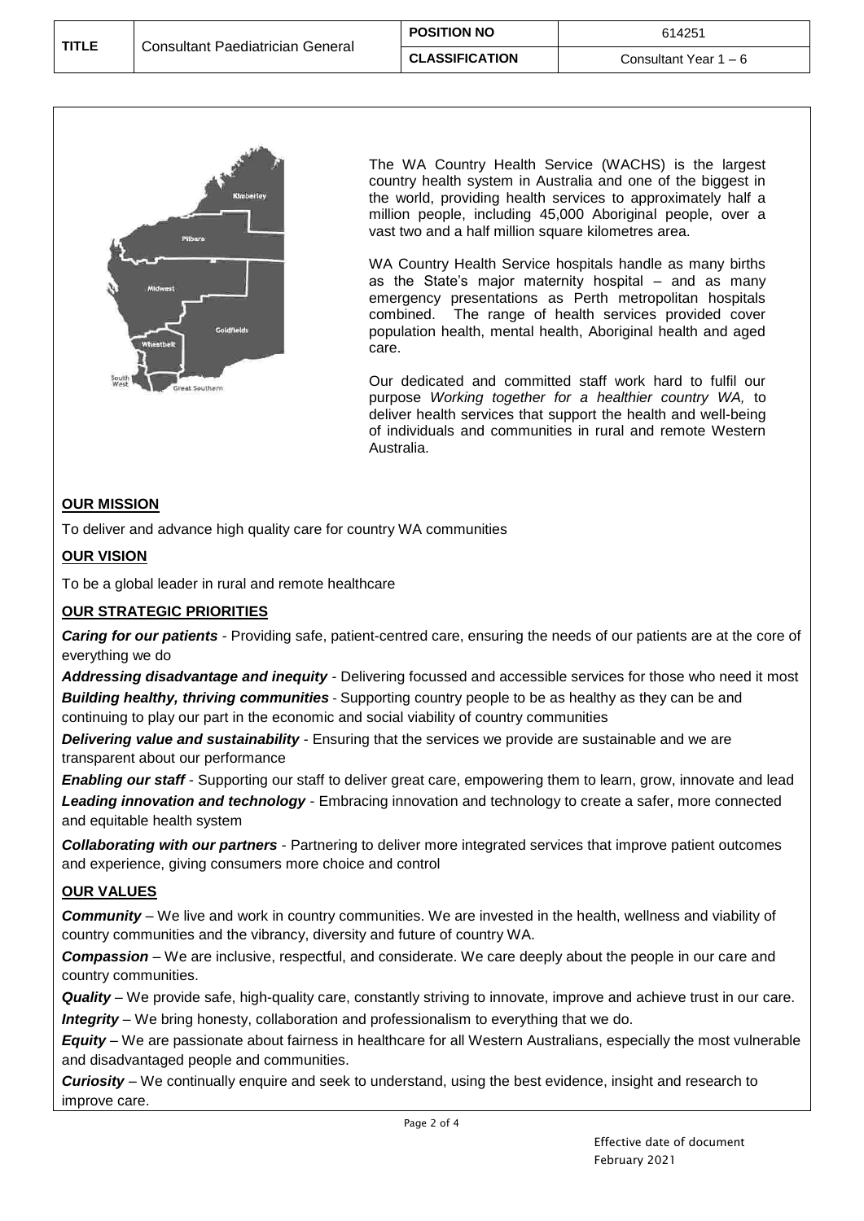The WA Country Health Service (WACHS) is the largest country health system in Australia and one of the biggest in the world, providing health services to approximately half a million people, including 45,000 Aboriginal people, over a vast two and a half million square kilometres area.

WA Country Health Service hospitals handle as many births as the State's major maternity hospital – and as many emergency presentations as Perth metropolitan hospitals combined. The range of health services provided cover population health, mental health, Aboriginal health and aged care.

Our dedicated and committed staff work hard to fulfil our purpose *Working together for a healthier country WA,* to deliver health services that support the health and well-being of individuals and communities in rural and remote Western Australia.

## OUR MISSION

To deliver and advance high quality care for country WA communities

## OUR VISION

To be a global leader in rural and remote healthcare

## OUR STRATEGIC PRIORITIES

***Caring for our patients*** - Providing safe, patient-centred care, ensuring the needs of our patients are at the core of everything we do

***Addressing disadvantage and inequity*** - Delivering focussed and accessible services for those who need it most

***Building healthy, thriving communities*** - Supporting country people to be as healthy as they can be and continuing to play our part in the economic and social viability of country communities

***Delivering value and sustainability*** - Ensuring that the services we provide are sustainable and we are transparent about our performance

***Enabling our staff*** - Supporting our staff to deliver great care, empowering them to learn, grow, innovate and lead

***Leading innovation and technology*** - Embracing innovation and technology to create a safer, more connected and equitable health system

***Collaborating with our partners*** - Partnering to deliver more integrated services that improve patient outcomes and experience, giving consumers more choice and control

## OUR VALUES

***Community*** – We live and work in country communities. We are invested in the health, wellness and viability of country communities and the vibrancy, diversity and future of country WA.

***Compassion*** – We are inclusive, respectful, and considerate. We care deeply about the people in our care and country communities.

***Quality*** – We provide safe, high-quality care, constantly striving to innovate, improve and achieve trust in our care.

***Integrity*** – We bring honesty, collaboration and professionalism to everything that we do.

***Equity*** – We are passionate about fairness in healthcare for all Western Australians, especially the most vulnerable and disadvantaged people and communities.

***Curiosity*** – We continually enquire and seek to understand, using the best evidence, insight and research to improve care.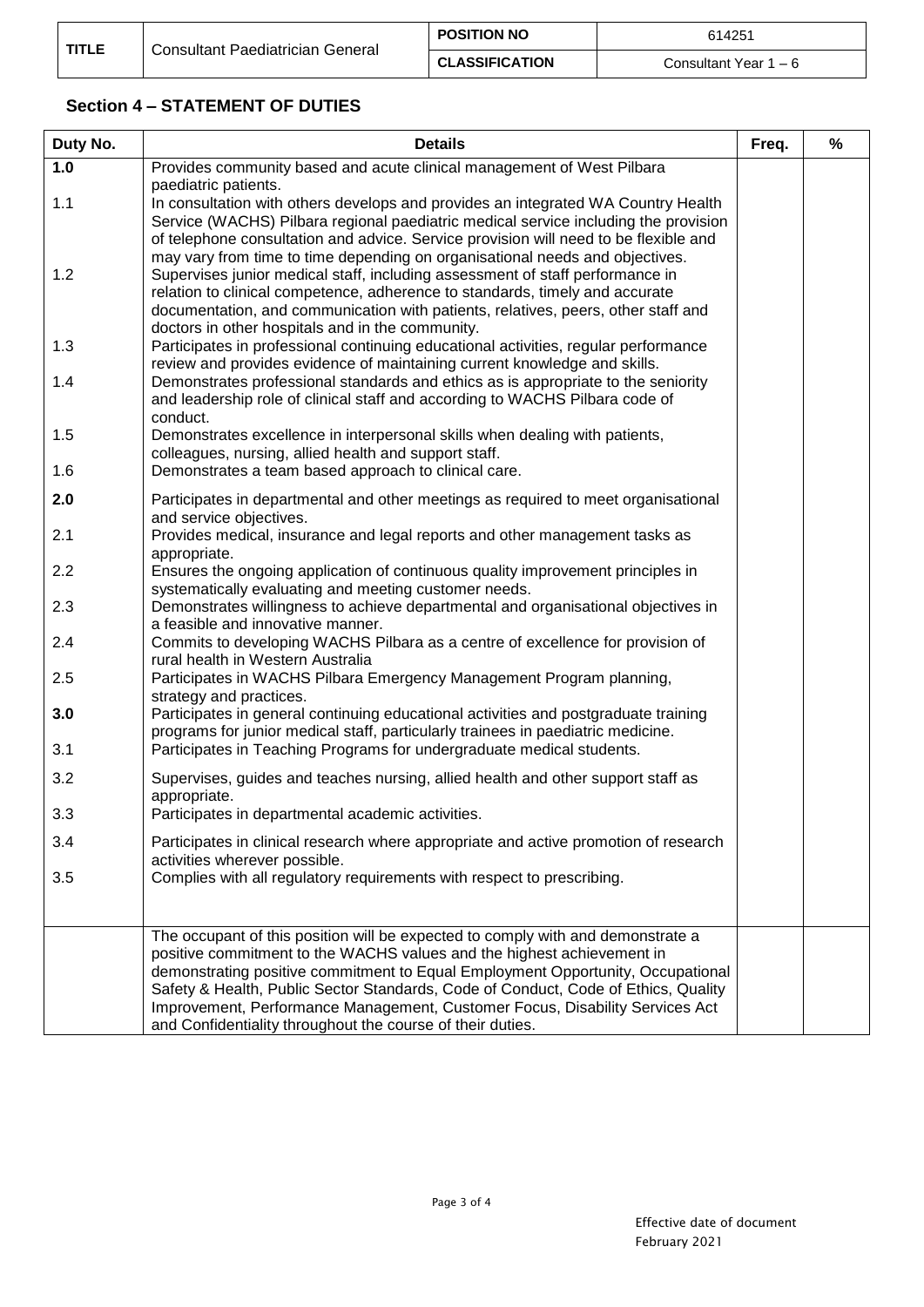| TITLE | Consultant Paediatrician General | POSITION NO | 614251 |
| --- | --- | --- | --- |
| | | CLASSIFICATION | Consultant Year 1 – 6 |

## Section 4 – STATEMENT OF DUTIES

| Duty No. | Details | Freq. | % |
| --- | --- | --- | --- |
| **1.0** | Provides community based and acute clinical management of West Pilbara paediatric patients. | | |
| 1.1 | In consultation with others develops and provides an integrated WA Country Health Service (WACHS) Pilbara regional paediatric medical service including the provision of telephone consultation and advice. Service provision will need to be flexible and may vary from time to time depending on organisational needs and objectives. | | |
| 1.2 | Supervises junior medical staff, including assessment of staff performance in relation to clinical competence, adherence to standards, timely and accurate documentation, and communication with patients, relatives, peers, other staff and doctors in other hospitals and in the community. | | |
| 1.3 | Participates in professional continuing educational activities, regular performance review and provides evidence of maintaining current knowledge and skills. | | |
| 1.4 | Demonstrates professional standards and ethics as is appropriate to the seniority and leadership role of clinical staff and according to WACHS Pilbara code of conduct. | | |
| 1.5 | Demonstrates excellence in interpersonal skills when dealing with patients, colleagues, nursing, allied health and support staff. | | |
| 1.6 | Demonstrates a team based approach to clinical care. | | |
| **2.0** | Participates in departmental and other meetings as required to meet organisational and service objectives. | | |
| 2.1 | Provides medical, insurance and legal reports and other management tasks as appropriate. | | |
| 2.2 | Ensures the ongoing application of continuous quality improvement principles in systematically evaluating and meeting customer needs. | | |
| 2.3 | Demonstrates willingness to achieve departmental and organisational objectives in a feasible and innovative manner. | | |
| 2.4 | Commits to developing WACHS Pilbara as a centre of excellence for provision of rural health in Western Australia | | |
| 2.5 | Participates in WACHS Pilbara Emergency Management Program planning, strategy and practices. | | |
| **3.0** | Participates in general continuing educational activities and postgraduate training programs for junior medical staff, particularly trainees in paediatric medicine. | | |
| 3.1 | Participates in Teaching Programs for undergraduate medical students. | | |
| 3.2 | Supervises, guides and teaches nursing, allied health and other support staff as appropriate. | | |
| 3.3 | Participates in departmental academic activities. | | |
| 3.4 | Participates in clinical research where appropriate and active promotion of research activities wherever possible. | | |
| 3.5 | Complies with all regulatory requirements with respect to prescribing. | | |
| | The occupant of this position will be expected to comply with and demonstrate a positive commitment to the WACHS values and the highest achievement in demonstrating positive commitment to Equal Employment Opportunity, Occupational Safety & Health, Public Sector Standards, Code of Conduct, Code of Ethics, Quality Improvement, Performance Management, Customer Focus, Disability Services Act and Confidentiality throughout the course of their duties. | | |

Effective date of document
February 2021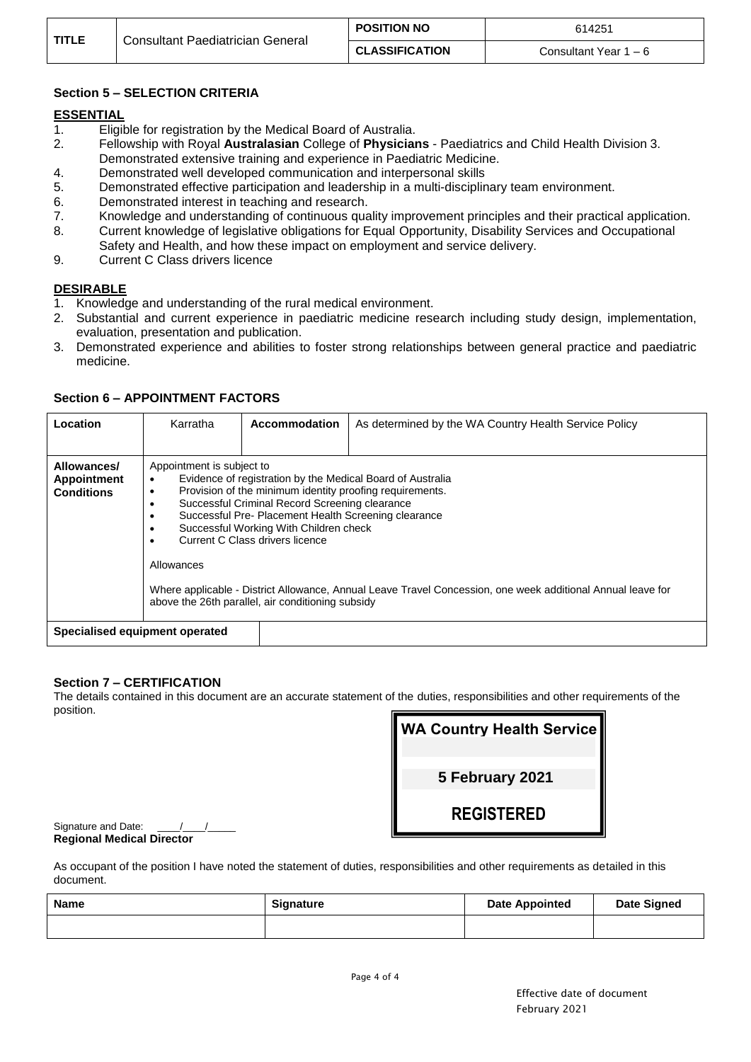| TITLE | Consultant Paediatrician General | POSITION NO | 614251 |
|---|---|---|---|
| | | CLASSIFICATION | Consultant Year 1 – 6 |

### Section 5 – SELECTION CRITERIA

**ESSENTIAL**

1. Eligible for registration by the Medical Board of Australia.
2. Fellowship with Royal **Australasian** College of **Physicians** - Paediatrics and Child Health Division
3. Demonstrated extensive training and experience in Paediatric Medicine.
4. Demonstrated well developed communication and interpersonal skills
5. Demonstrated effective participation and leadership in a multi-disciplinary team environment.
6. Demonstrated interest in teaching and research.
7. Knowledge and understanding of continuous quality improvement principles and their practical application.
8. Current knowledge of legislative obligations for Equal Opportunity, Disability Services and Occupational Safety and Health, and how these impact on employment and service delivery.
9. Current C Class drivers licence

**DESIRABLE**

1. Knowledge and understanding of the rural medical environment.
2. Substantial and current experience in paediatric medicine research including study design, implementation, evaluation, presentation and publication.
3. Demonstrated experience and abilities to foster strong relationships between general practice and paediatric medicine.

### Section 6 – APPOINTMENT FACTORS

| | | | |
|---|---|---|---|
| **Location** | Karratha | **Accommodation** | As determined by the WA Country Health Service Policy |
| **Allowances/ Appointment Conditions** | Appointment is subject to<br>• Evidence of registration by the Medical Board of Australia<br>• Provision of the minimum identity proofing requirements.<br>• Successful Criminal Record Screening clearance<br>• Successful Pre- Placement Health Screening clearance<br>• Successful Working With Children check<br>• Current C Class drivers licence<br><br>Allowances<br><br>Where applicable - District Allowance, Annual Leave Travel Concession, one week additional Annual leave for above the 26th parallel, air conditioning subsidy | | |
| **Specialised equipment operated** | | | |

### Section 7 – CERTIFICATION

The details contained in this document are an accurate statement of the duties, responsibilities and other requirements of the position.

**WA Country Health Service**

**5 February 2021**

**REGISTERED**

Signature and Date: ____/____/_____
**Regional Medical Director**

As occupant of the position I have noted the statement of duties, responsibilities and other requirements as detailed in this document.

| Name | Signature | Date Appointed | Date Signed |
|---|---|---|---|
| | | | |

Effective date of document
February 2021